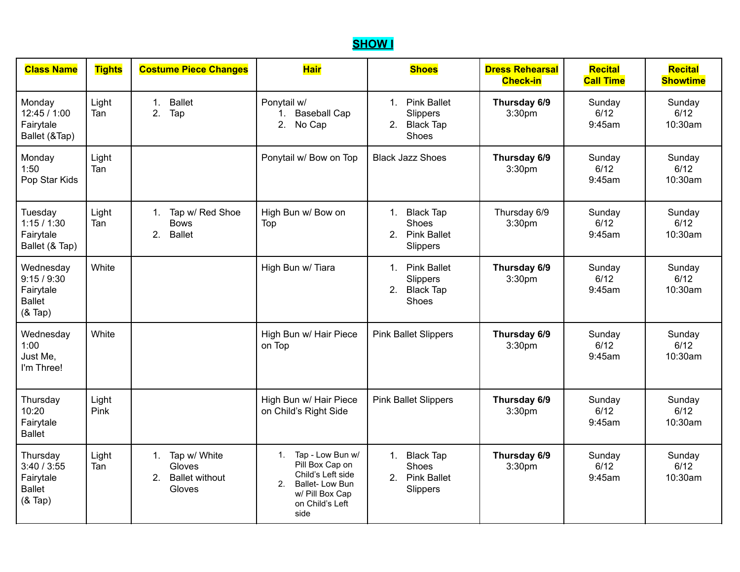# SHOW I

| Class Name | Tights | Costume Piece Changes | Hair | Shoes | Dress Rehearsal Check-in | Recital Call Time | Recital Showtime |
|---|---|---|---|---|---|---|---|
| Monday 12:45 / 1:00 Fairytale Ballet (&Tap) | Light Tan | 1. Ballet 2. Tap | Ponytail w/ 1. Baseball Cap 2. No Cap | 1. Pink Ballet Slippers 2. Black Tap Shoes | **Thursday 6/9** 3:30pm | Sunday 6/12 9:45am | Sunday 6/12 10:30am |
| Monday 1:50 Pop Star Kids | Light Tan | | Ponytail w/ Bow on Top | Black Jazz Shoes | **Thursday 6/9** 3:30pm | Sunday 6/12 9:45am | Sunday 6/12 10:30am |
| Tuesday 1:15 / 1:30 Fairytale Ballet (& Tap) | Light Tan | 1. Tap w/ Red Shoe Bows 2. Ballet | High Bun w/ Bow on Top | 1. Black Tap Shoes 2. Pink Ballet Slippers | Thursday 6/9 3:30pm | Sunday 6/12 9:45am | Sunday 6/12 10:30am |
| Wednesday 9:15 / 9:30 Fairytale Ballet (& Tap) | White | | High Bun w/ Tiara | 1. Pink Ballet Slippers 2. Black Tap Shoes | **Thursday 6/9** 3:30pm | Sunday 6/12 9:45am | Sunday 6/12 10:30am |
| Wednesday 1:00 Just Me, I'm Three! | White | | High Bun w/ Hair Piece on Top | Pink Ballet Slippers | **Thursday 6/9** 3:30pm | Sunday 6/12 9:45am | Sunday 6/12 10:30am |
| Thursday 10:20 Fairytale Ballet | Light Pink | | High Bun w/ Hair Piece on Child's Right Side | Pink Ballet Slippers | **Thursday 6/9** 3:30pm | Sunday 6/12 9:45am | Sunday 6/12 10:30am |
| Thursday 3:40 / 3:55 Fairytale Ballet (& Tap) | Light Tan | 1. Tap w/ White Gloves 2. Ballet without Gloves | 1. Tap - Low Bun w/ Pill Box Cap on Child's Left side 2. Ballet- Low Bun w/ Pill Box Cap on Child's Left side | 1. Black Tap Shoes 2. Pink Ballet Slippers | **Thursday 6/9** 3:30pm | Sunday 6/12 9:45am | Sunday 6/12 10:30am |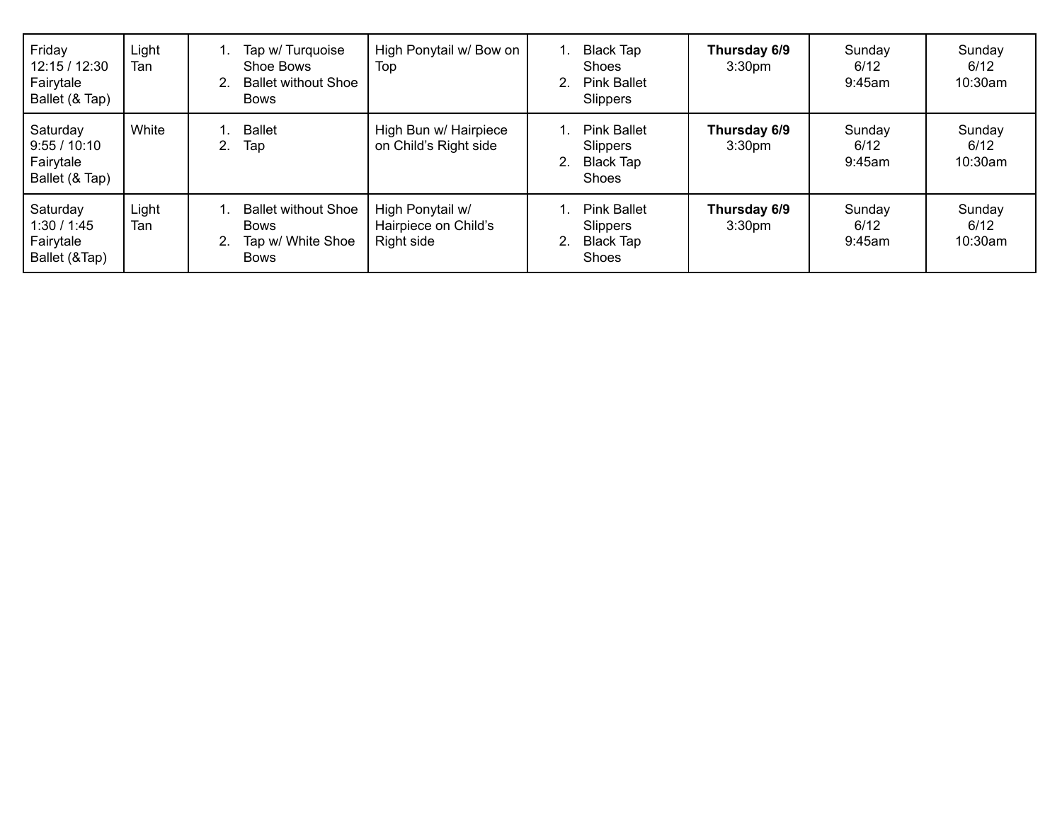| | | | | | | | |
|---|---|---|---|---|---|---|---|
| Friday 12:15 / 12:30 Fairytale Ballet (& Tap) | Light Tan | 1. Tap w/ Turquoise Shoe Bows<br>2. Ballet without Shoe Bows | High Ponytail w/ Bow on Top | 1. Black Tap Shoes<br>2. Pink Ballet Slippers | **Thursday 6/9** 3:30pm | Sunday 6/12 9:45am | Sunday 6/12 10:30am |
| Saturday 9:55 / 10:10 Fairytale Ballet (& Tap) | White | 1. Ballet<br>2. Tap | High Bun w/ Hairpiece on Child's Right side | 1. Pink Ballet Slippers<br>2. Black Tap Shoes | **Thursday 6/9** 3:30pm | Sunday 6/12 9:45am | Sunday 6/12 10:30am |
| Saturday 1:30 / 1:45 Fairytale Ballet (&Tap) | Light Tan | 1. Ballet without Shoe Bows<br>2. Tap w/ White Shoe Bows | High Ponytail w/ Hairpiece on Child's Right side | 1. Pink Ballet Slippers<br>2. Black Tap Shoes | **Thursday 6/9** 3:30pm | Sunday 6/12 9:45am | Sunday 6/12 10:30am |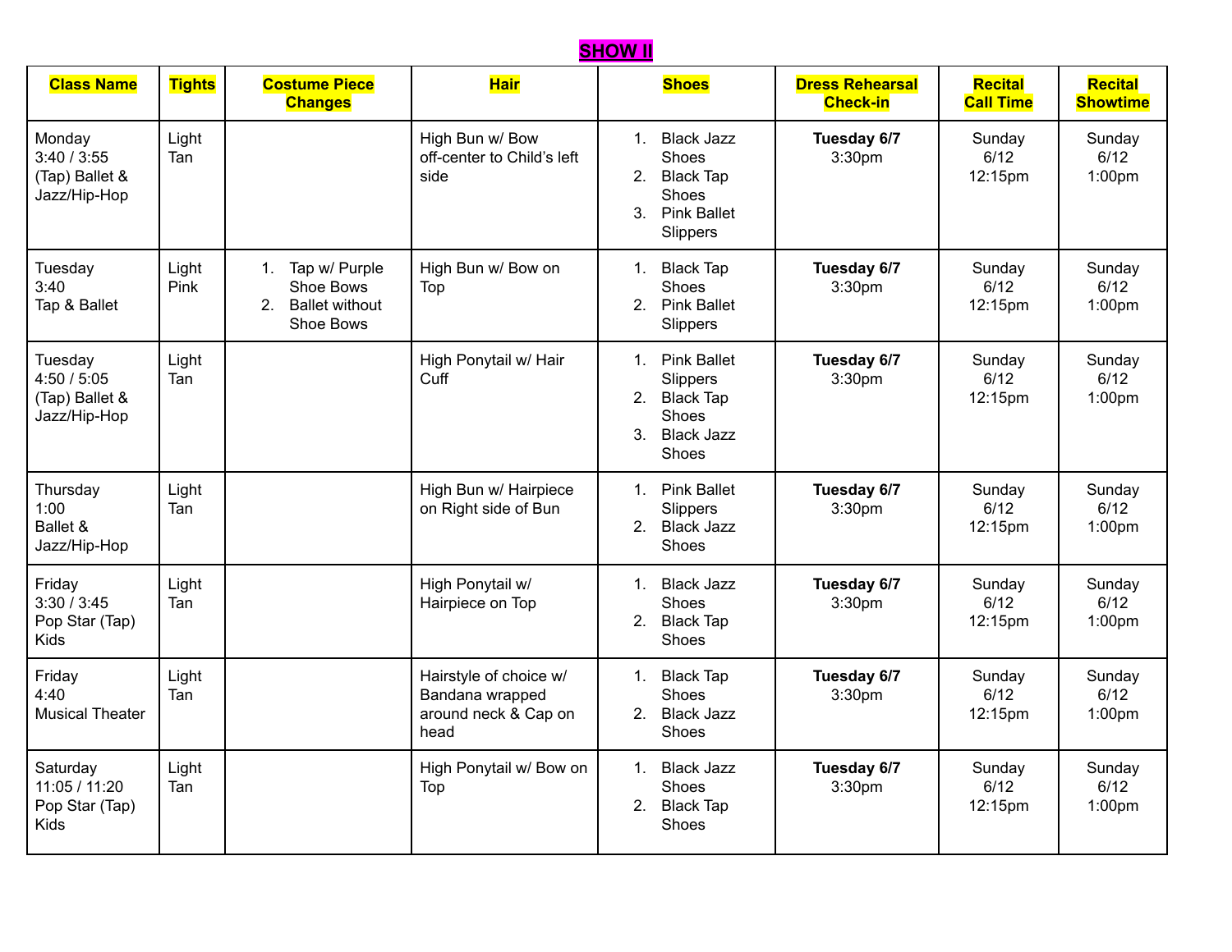# SHOW II

| Class Name | Tights | Costume Piece Changes | Hair | Shoes | Dress Rehearsal Check-in | Recital Call Time | Recital Showtime |
|---|---|---|---|---|---|---|---|
| Monday 3:40 / 3:55 (Tap) Ballet & Jazz/Hip-Hop | Light Tan | | High Bun w/ Bow off-center to Child's left side | 1. Black Jazz Shoes 2. Black Tap Shoes 3. Pink Ballet Slippers | **Tuesday 6/7** 3:30pm | Sunday 6/12 12:15pm | Sunday 6/12 1:00pm |
| Tuesday 3:40 Tap & Ballet | Light Pink | 1. Tap w/ Purple Shoe Bows 2. Ballet without Shoe Bows | High Bun w/ Bow on Top | 1. Black Tap Shoes 2. Pink Ballet Slippers | **Tuesday 6/7** 3:30pm | Sunday 6/12 12:15pm | Sunday 6/12 1:00pm |
| Tuesday 4:50 / 5:05 (Tap) Ballet & Jazz/Hip-Hop | Light Tan | | High Ponytail w/ Hair Cuff | 1. Pink Ballet Slippers 2. Black Tap Shoes 3. Black Jazz Shoes | **Tuesday 6/7** 3:30pm | Sunday 6/12 12:15pm | Sunday 6/12 1:00pm |
| Thursday 1:00 Ballet & Jazz/Hip-Hop | Light Tan | | High Bun w/ Hairpiece on Right side of Bun | 1. Pink Ballet Slippers 2. Black Jazz Shoes | **Tuesday 6/7** 3:30pm | Sunday 6/12 12:15pm | Sunday 6/12 1:00pm |
| Friday 3:30 / 3:45 Pop Star (Tap) Kids | Light Tan | | High Ponytail w/ Hairpiece on Top | 1. Black Jazz Shoes 2. Black Tap Shoes | **Tuesday 6/7** 3:30pm | Sunday 6/12 12:15pm | Sunday 6/12 1:00pm |
| Friday 4:40 Musical Theater | Light Tan | | Hairstyle of choice w/ Bandana wrapped around neck & Cap on head | 1. Black Tap Shoes 2. Black Jazz Shoes | **Tuesday 6/7** 3:30pm | Sunday 6/12 12:15pm | Sunday 6/12 1:00pm |
| Saturday 11:05 / 11:20 Pop Star (Tap) Kids | Light Tan | | High Ponytail w/ Bow on Top | 1. Black Jazz Shoes 2. Black Tap Shoes | **Tuesday 6/7** 3:30pm | Sunday 6/12 12:15pm | Sunday 6/12 1:00pm |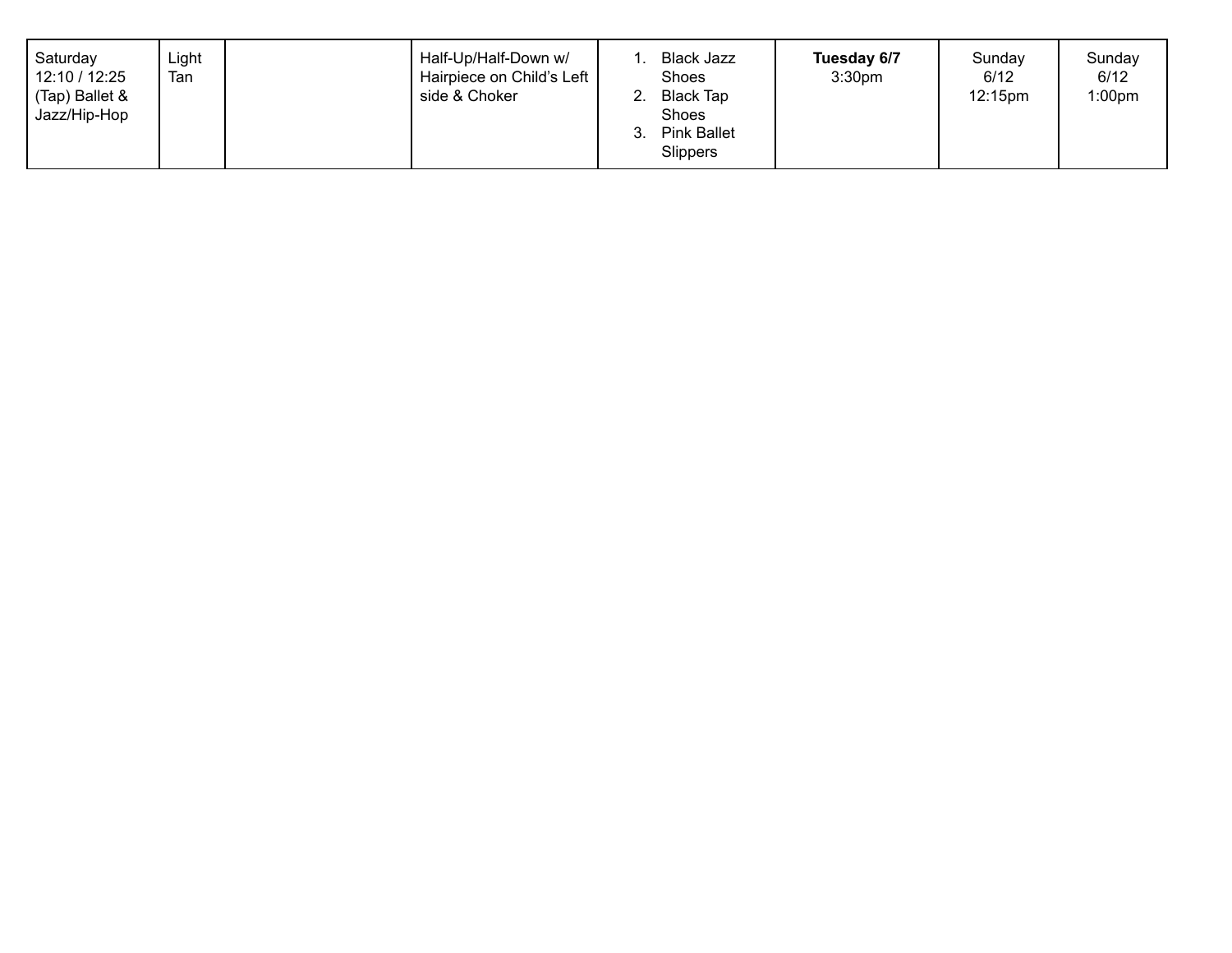| | | | | | | | |
|---|---|---|---|---|---|---|---|
| Saturday 12:10 / 12:25 (Tap) Ballet & Jazz/Hip-Hop | Light Tan | | Half-Up/Half-Down w/ Hairpiece on Child's Left side & Choker | 1. Black Jazz Shoes<br>2. Black Tap Shoes<br>3. Pink Ballet Slippers | **Tuesday 6/7** 3:30pm | Sunday 6/12 12:15pm | Sunday 6/12 1:00pm |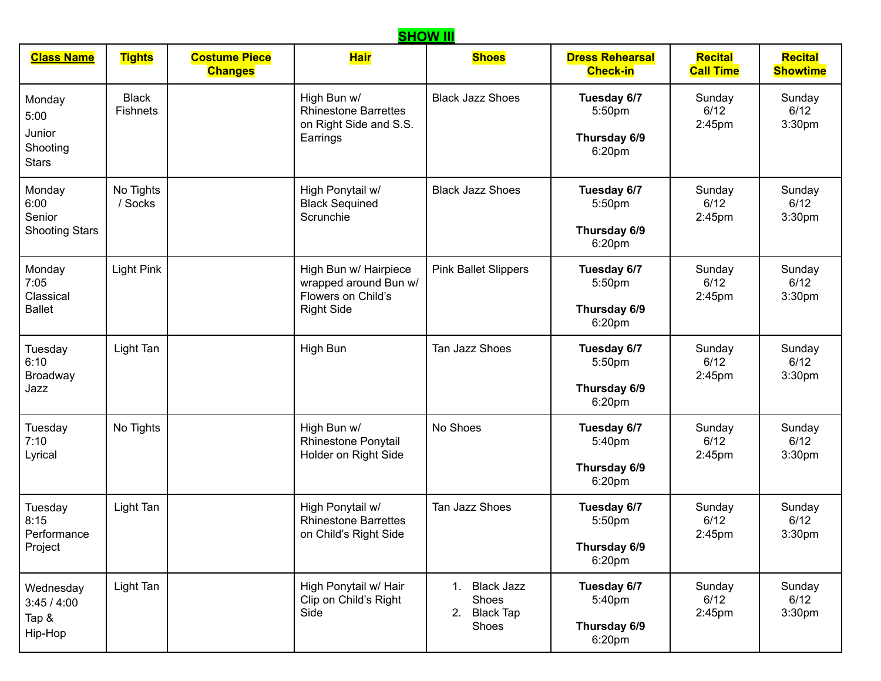## SHOW III

| Class Name | Tights | Costume Piece Changes | Hair | Shoes | Dress Rehearsal Check-in | Recital Call Time | Recital Showtime |
|---|---|---|---|---|---|---|---|
| Monday 5:00 Junior Shooting Stars | Black Fishnets | | High Bun w/ Rhinestone Barrettes on Right Side and S.S. Earrings | Black Jazz Shoes | **Tuesday 6/7** 5:50pm **Thursday 6/9** 6:20pm | Sunday 6/12 2:45pm | Sunday 6/12 3:30pm |
| Monday 6:00 Senior Shooting Stars | No Tights / Socks | | High Ponytail w/ Black Sequined Scrunchie | Black Jazz Shoes | **Tuesday 6/7** 5:50pm **Thursday 6/9** 6:20pm | Sunday 6/12 2:45pm | Sunday 6/12 3:30pm |
| Monday 7:05 Classical Ballet | Light Pink | | High Bun w/ Hairpiece wrapped around Bun w/ Flowers on Child's Right Side | Pink Ballet Slippers | **Tuesday 6/7** 5:50pm **Thursday 6/9** 6:20pm | Sunday 6/12 2:45pm | Sunday 6/12 3:30pm |
| Tuesday 6:10 Broadway Jazz | Light Tan | | High Bun | Tan Jazz Shoes | **Tuesday 6/7** 5:50pm **Thursday 6/9** 6:20pm | Sunday 6/12 2:45pm | Sunday 6/12 3:30pm |
| Tuesday 7:10 Lyrical | No Tights | | High Bun w/ Rhinestone Ponytail Holder on Right Side | No Shoes | **Tuesday 6/7** 5:40pm **Thursday 6/9** 6:20pm | Sunday 6/12 2:45pm | Sunday 6/12 3:30pm |
| Tuesday 8:15 Performance Project | Light Tan | | High Ponytail w/ Rhinestone Barrettes on Child's Right Side | Tan Jazz Shoes | **Tuesday 6/7** 5:50pm **Thursday 6/9** 6:20pm | Sunday 6/12 2:45pm | Sunday 6/12 3:30pm |
| Wednesday 3:45 / 4:00 Tap & Hip-Hop | Light Tan | | High Ponytail w/ Hair Clip on Child's Right Side | 1. Black Jazz Shoes 2. Black Tap Shoes | **Tuesday 6/7** 5:40pm **Thursday 6/9** 6:20pm | Sunday 6/12 2:45pm | Sunday 6/12 3:30pm |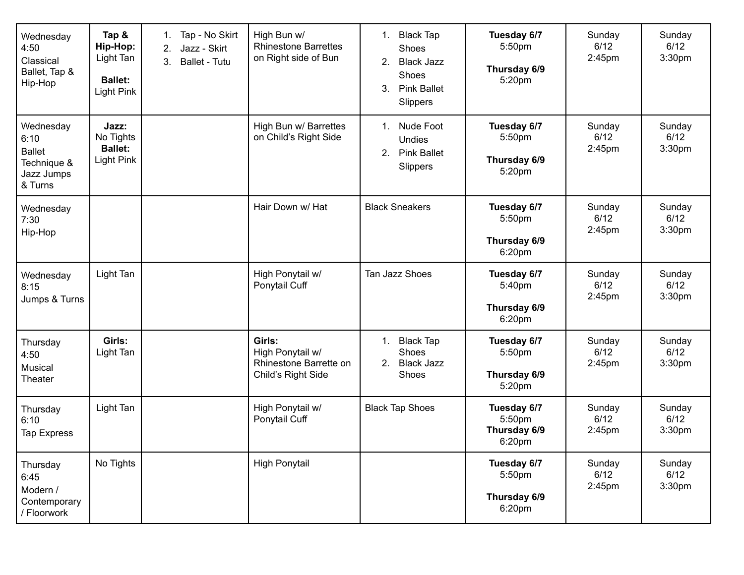| | | | | | | | |
|---|---|---|---|---|---|---|---|
| Wednesday 4:50 Classical Ballet, Tap & Hip-Hop | **Tap & Hip-Hop:** Light Tan<br><br>**Ballet:** Light Pink | 1. Tap - No Skirt<br>2. Jazz - Skirt<br>3. Ballet - Tutu | High Bun w/ Rhinestone Barrettes on Right side of Bun | 1. Black Tap Shoes<br>2. Black Jazz Shoes<br>3. Pink Ballet Slippers | **Tuesday 6/7** 5:50pm<br><br>**Thursday 6/9** 5:20pm | Sunday 6/12 2:45pm | Sunday 6/12 3:30pm |
| Wednesday 6:10 Ballet Technique & Jazz Jumps & Turns | **Jazz:** No Tights<br>**Ballet:** Light Pink | | High Bun w/ Barrettes on Child's Right Side | 1. Nude Foot Undies<br>2. Pink Ballet Slippers | **Tuesday 6/7** 5:50pm<br><br>**Thursday 6/9** 5:20pm | Sunday 6/12 2:45pm | Sunday 6/12 3:30pm |
| Wednesday 7:30 Hip-Hop | | | Hair Down w/ Hat | Black Sneakers | **Tuesday 6/7** 5:50pm<br><br>**Thursday 6/9** 6:20pm | Sunday 6/12 2:45pm | Sunday 6/12 3:30pm |
| Wednesday 8:15 Jumps & Turns | Light Tan | | High Ponytail w/ Ponytail Cuff | Tan Jazz Shoes | **Tuesday 6/7** 5:40pm<br><br>**Thursday 6/9** 6:20pm | Sunday 6/12 2:45pm | Sunday 6/12 3:30pm |
| Thursday 4:50 Musical Theater | **Girls:** Light Tan | | **Girls:** High Ponytail w/ Rhinestone Barrette on Child's Right Side | 1. Black Tap Shoes<br>2. Black Jazz Shoes | **Tuesday 6/7** 5:50pm<br><br>**Thursday 6/9** 5:20pm | Sunday 6/12 2:45pm | Sunday 6/12 3:30pm |
| Thursday 6:10 Tap Express | Light Tan | | High Ponytail w/ Ponytail Cuff | Black Tap Shoes | **Tuesday 6/7** 5:50pm<br>**Thursday 6/9** 6:20pm | Sunday 6/12 2:45pm | Sunday 6/12 3:30pm |
| Thursday 6:45 Modern / Contemporary / Floorwork | No Tights | | High Ponytail | | **Tuesday 6/7** 5:50pm<br><br>**Thursday 6/9** 6:20pm | Sunday 6/12 2:45pm | Sunday 6/12 3:30pm |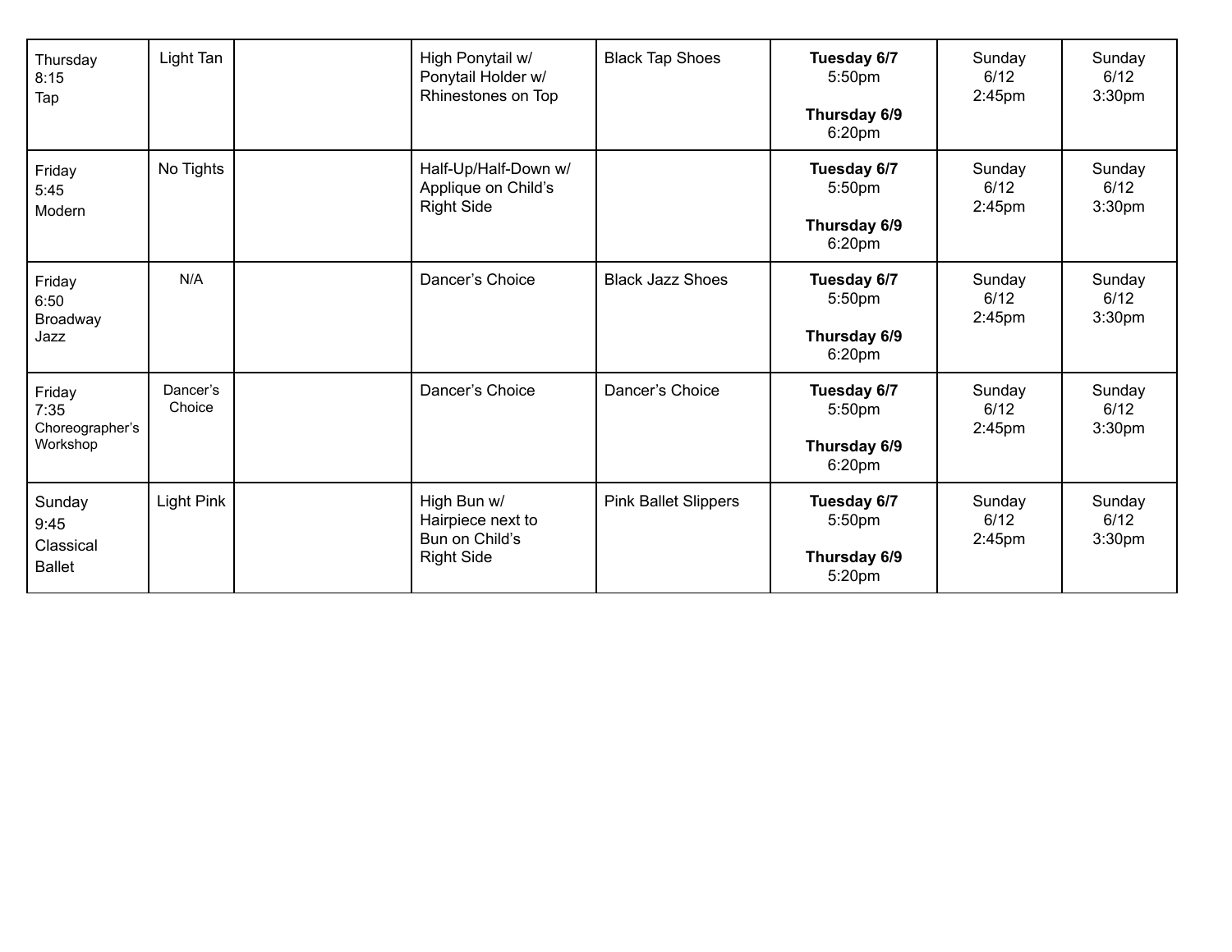| | | | | | | | |
|---|---|---|---|---|---|---|---|
| Thursday 8:15 Tap | Light Tan | | High Ponytail w/ Ponytail Holder w/ Rhinestones on Top | Black Tap Shoes | **Tuesday 6/7** 5:50pm **Thursday 6/9** 6:20pm | Sunday 6/12 2:45pm | Sunday 6/12 3:30pm |
| Friday 5:45 Modern | No Tights | | Half-Up/Half-Down w/ Applique on Child's Right Side | | **Tuesday 6/7** 5:50pm **Thursday 6/9** 6:20pm | Sunday 6/12 2:45pm | Sunday 6/12 3:30pm |
| Friday 6:50 Broadway Jazz | N/A | | Dancer's Choice | Black Jazz Shoes | **Tuesday 6/7** 5:50pm **Thursday 6/9** 6:20pm | Sunday 6/12 2:45pm | Sunday 6/12 3:30pm |
| Friday 7:35 Choreographer's Workshop | Dancer's Choice | | Dancer's Choice | Dancer's Choice | **Tuesday 6/7** 5:50pm **Thursday 6/9** 6:20pm | Sunday 6/12 2:45pm | Sunday 6/12 3:30pm |
| Sunday 9:45 Classical Ballet | Light Pink | | High Bun w/ Hairpiece next to Bun on Child's Right Side | Pink Ballet Slippers | **Tuesday 6/7** 5:50pm **Thursday 6/9** 5:20pm | Sunday 6/12 2:45pm | Sunday 6/12 3:30pm |